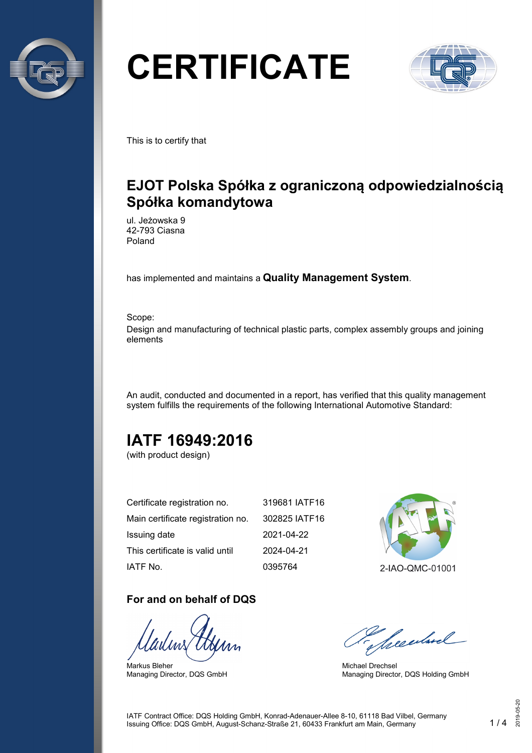# CERTIFICATE

This is to certify that

## EJOT Polska Spółka z ograniczoną odpowiedzialnością Spółka komandytowa

ul. Jeżowska 9
42-793 Ciasna
Poland

has implemented and maintains a **Quality Management System**.

Scope:
Design and manufacturing of technical plastic parts, complex assembly groups and joining elements

An audit, conducted and documented in a report, has verified that this quality management system fulfills the requirements of the following International Automotive Standard:

## IATF 16949:2016

(with product design)

| | |
|---|---|
| Certificate registration no. | 319681 IATF16 |
| Main certificate registration no. | 302825 IATF16 |
| Issuing date | 2021-04-22 |
| This certificate is valid until | 2024-04-21 |
| IATF No. | 0395764 |

2-IAO-QMC-01001

### For and on behalf of DQS

Markus Bleher
Managing Director, DQS GmbH

Michael Drechsel
Managing Director, DQS Holding GmbH

IATF Contract Office: DQS Holding GmbH, Konrad-Adenauer-Allee 8-10, 61118 Bad Vilbel, Germany
Issuing Office: DQS GmbH, August-Schanz-Straße 21, 60433 Frankfurt am Main, Germany

2019-05-20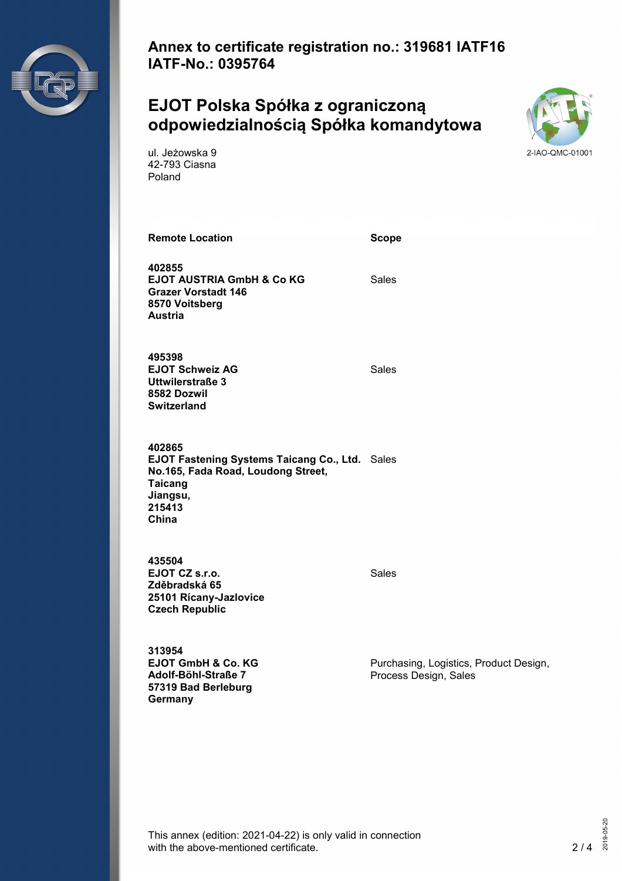## Annex to certificate registration no.: 319681 IATF16
## IATF-No.: 0395764

# EJOT Polska Spółka z ograniczoną odpowiedzialnością Spółka komandytowa

ul. Jeżowska 9
42-793 Ciasna
Poland

2-IAO-QMC-01001

| Remote Location | Scope |
|---|---|
| **402855**<br>**EJOT AUSTRIA GmbH & Co KG**<br>**Grazer Vorstadt 146**<br>**8570 Voitsberg**<br>**Austria** | Sales |
| **495398**<br>**EJOT Schweiz AG**<br>**Uttwilerstraße 3**<br>**8582 Dozwil**<br>**Switzerland** | Sales |
| **402865**<br>**EJOT Fastening Systems Taicang Co., Ltd.**<br>**No.165, Fada Road, Loudong Street,**<br>**Taicang**<br>**Jiangsu,**<br>**215413**<br>**China** | Sales |
| **435504**<br>**EJOT CZ s.r.o.**<br>**Zděbradská 65**<br>**25101 Rícany-Jazlovice**<br>**Czech Republic** | Sales |
| **313954**<br>**EJOT GmbH & Co. KG**<br>**Adolf-Böhl-Straße 7**<br>**57319 Bad Berleburg**<br>**Germany** | Purchasing, Logistics, Product Design, Process Design, Sales |

This annex (edition: 2021-04-22) is only valid in connection with the above-mentioned certificate.

2019-05-20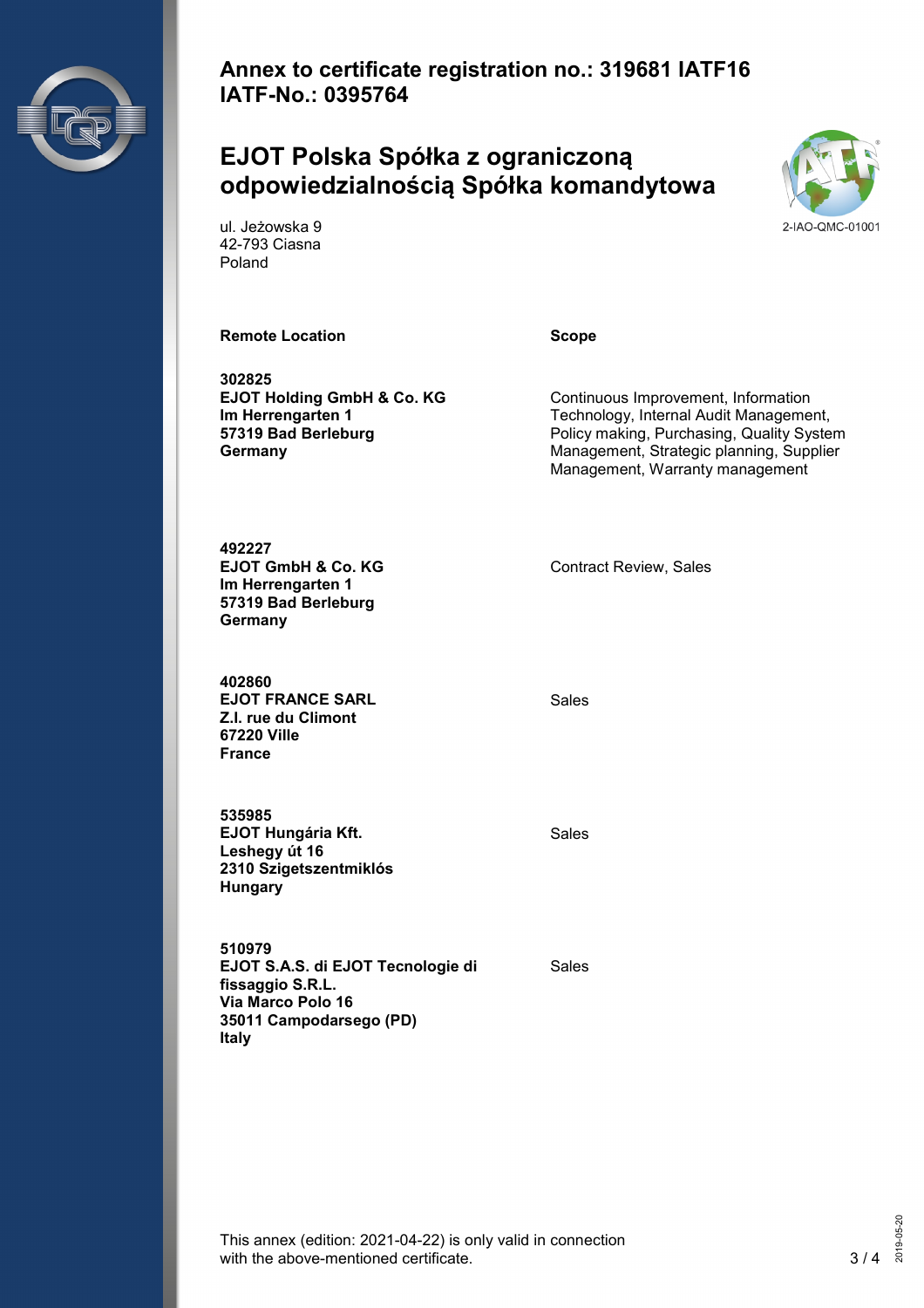**Annex to certificate registration no.: 319681 IATF16**
**IATF-No.: 0395764**

## EJOT Polska Spółka z ograniczoną odpowiedzialnością Spółka komandytowa

ul. Jeżowska 9
42-793 Ciasna
Poland

2-IAO-QMC-01001

| Remote Location | Scope |
| --- | --- |
| **302825**<br>**EJOT Holding GmbH & Co. KG**<br>**Im Herrengarten 1**<br>**57319 Bad Berleburg**<br>**Germany** | Continuous Improvement, Information Technology, Internal Audit Management, Policy making, Purchasing, Quality System Management, Strategic planning, Supplier Management, Warranty management |
| **492227**<br>**EJOT GmbH & Co. KG**<br>**Im Herrengarten 1**<br>**57319 Bad Berleburg**<br>**Germany** | Contract Review, Sales |
| **402860**<br>**EJOT FRANCE SARL**<br>**Z.I. rue du Climont**<br>**67220 Ville**<br>**France** | Sales |
| **535985**<br>**EJOT Hungária Kft.**<br>**Leshegy út 16**<br>**2310 Szigetszentmiklós**<br>**Hungary** | Sales |
| **510979**<br>**EJOT S.A.S. di EJOT Tecnologie di fissaggio S.R.L.**<br>**Via Marco Polo 16**<br>**35011 Campodarsego (PD)**<br>**Italy** | Sales |

This annex (edition: 2021-04-22) is only valid in connection with the above-mentioned certificate.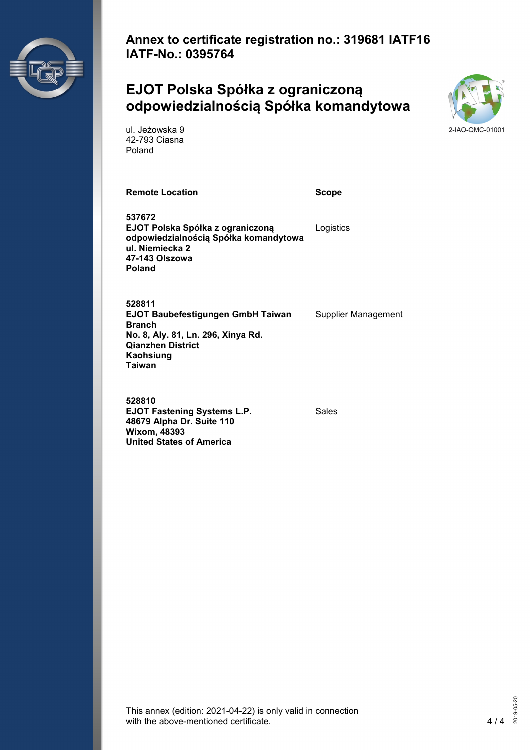## Annex to certificate registration no.: 319681 IATF16
## IATF-No.: 0395764

# EJOT Polska Spółka z ograniczoną odpowiedzialnością Spółka komandytowa

ul. Jeżowska 9
42-793 Ciasna
Poland

2-IAO-QMC-01001

| Remote Location | Scope |
| --- | --- |
| **537672**<br>**EJOT Polska Spółka z ograniczoną odpowiedzialnością Spółka komandytowa**<br>**ul. Niemiecka 2**<br>**47-143 Olszowa**<br>**Poland** | Logistics |
| **528811**<br>**EJOT Baubefestigungen GmbH Taiwan Branch**<br>**No. 8, Aly. 81, Ln. 296, Xinya Rd.**<br>**Qianzhen District**<br>**Kaohsiung**<br>**Taiwan** | Supplier Management |
| **528810**<br>**EJOT Fastening Systems L.P.**<br>**48679 Alpha Dr. Suite 110**<br>**Wixom, 48393**<br>**United States of America** | Sales |

This annex (edition: 2021-04-22) is only valid in connection with the above-mentioned certificate.

2019-05-20